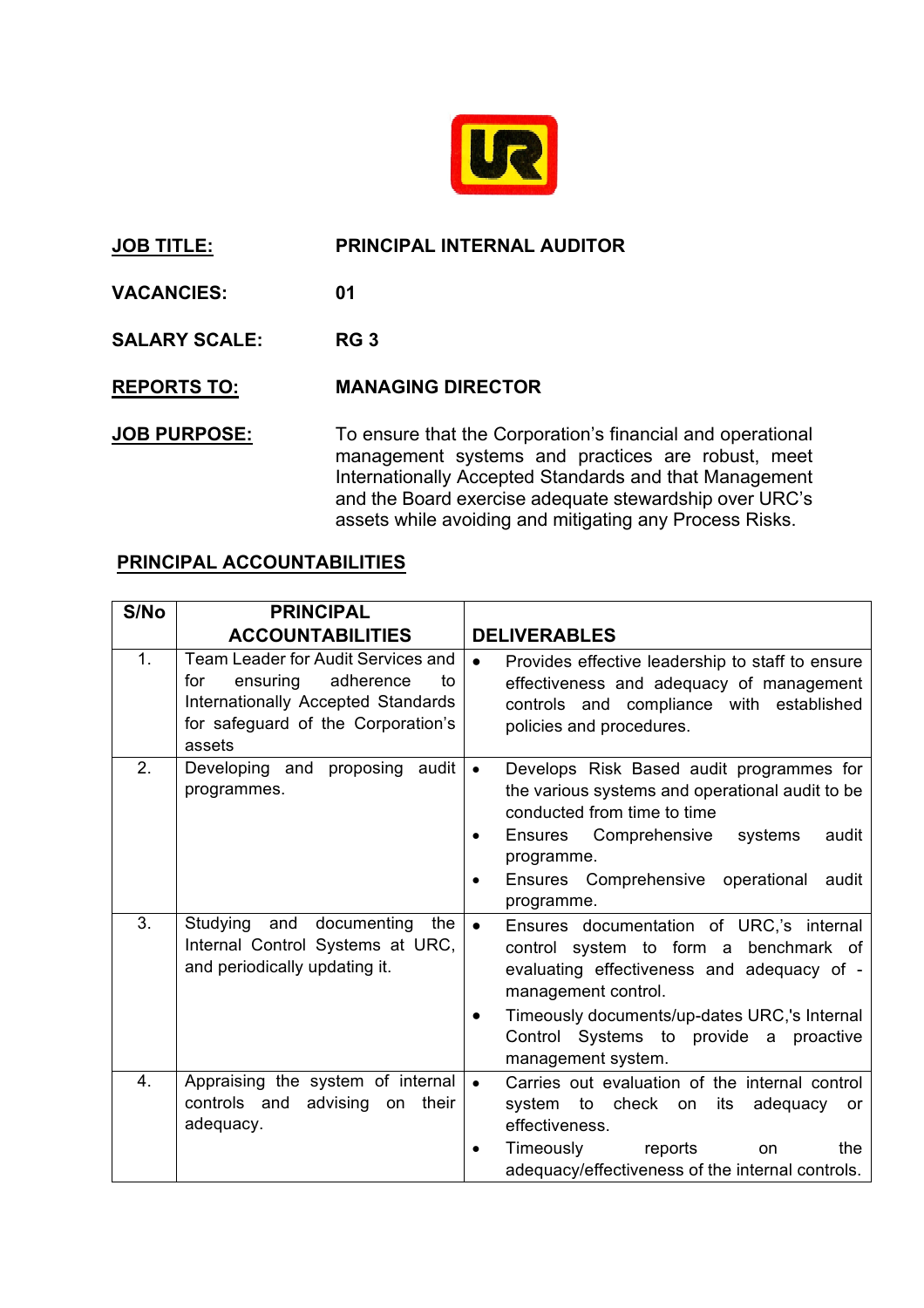**JOB TITLE:** PRINCIPAL INTERNAL AUDITOR

**VACANCIES:** 01

**SALARY SCALE:** RG 3

**REPORTS TO:** MANAGING DIRECTOR

**JOB PURPOSE:** To ensure that the Corporation's financial and operational management systems and practices are robust, meet Internationally Accepted Standards and that Management and the Board exercise adequate stewardship over URC's assets while avoiding and mitigating any Process Risks.

## PRINCIPAL ACCOUNTABILITIES

| S/No | PRINCIPAL ACCOUNTABILITIES | DELIVERABLES |
|---|---|---|
| 1. | Team Leader for Audit Services and for ensuring adherence to Internationally Accepted Standards for safeguard of the Corporation's assets | • Provides effective leadership to staff to ensure effectiveness and adequacy of management controls and compliance with established policies and procedures. |
| 2. | Developing and proposing audit programmes. | • Develops Risk Based audit programmes for the various systems and operational audit to be conducted from time to time<br>• Ensures Comprehensive systems audit programme.<br>• Ensures Comprehensive operational audit programme. |
| 3. | Studying and documenting the Internal Control Systems at URC, and periodically updating it. | • Ensures documentation of URC,'s internal control system to form a benchmark of evaluating effectiveness and adequacy of - management control.<br>• Timeously documents/up-dates URC,'s Internal Control Systems to provide a proactive management system. |
| 4. | Appraising the system of internal controls and advising on their adequacy. | • Carries out evaluation of the internal control system to check on its adequacy or effectiveness.<br>• Timeously reports on the adequacy/effectiveness of the internal controls. |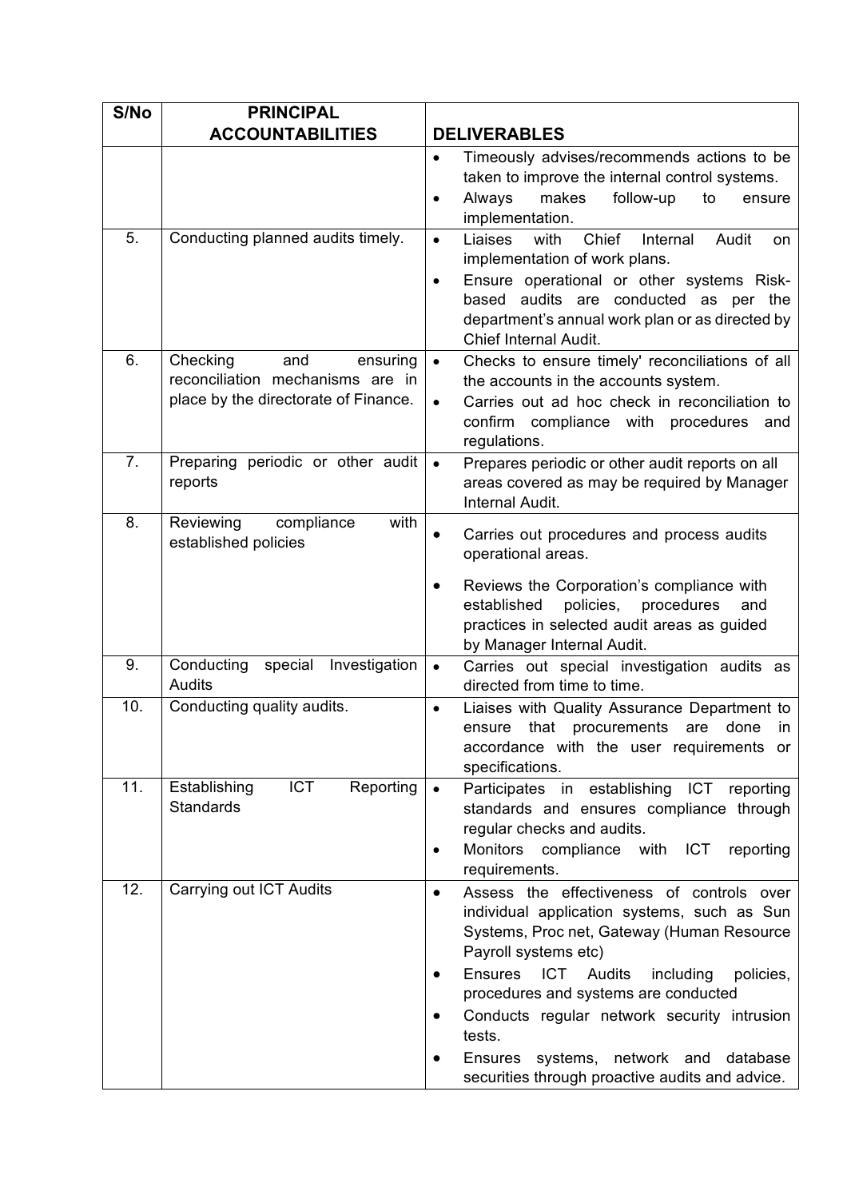| S/No | PRINCIPAL ACCOUNTABILITIES | DELIVERABLES |
|---|---|---|
| | | • Timeously advises/recommends actions to be taken to improve the internal control systems.<br>• Always makes follow-up to ensure implementation. |
| 5. | Conducting planned audits timely. | • Liaises with Chief Internal Audit on implementation of work plans.<br>• Ensure operational or other systems Risk-based audits are conducted as per the department's annual work plan or as directed by Chief Internal Audit. |
| 6. | Checking and ensuring reconciliation mechanisms are in place by the directorate of Finance. | • Checks to ensure timely' reconciliations of all the accounts in the accounts system.<br>• Carries out ad hoc check in reconciliation to confirm compliance with procedures and regulations. |
| 7. | Preparing periodic or other audit reports | • Prepares periodic or other audit reports on all areas covered as may be required by Manager Internal Audit. |
| 8. | Reviewing compliance with established policies | • Carries out procedures and process audits operational areas.<br>• Reviews the Corporation's compliance with established policies, procedures and practices in selected audit areas as guided by Manager Internal Audit. |
| 9. | Conducting special Investigation Audits | • Carries out special investigation audits as directed from time to time. |
| 10. | Conducting quality audits. | • Liaises with Quality Assurance Department to ensure that procurements are done in accordance with the user requirements or specifications. |
| 11. | Establishing ICT Reporting Standards | • Participates in establishing ICT reporting standards and ensures compliance through regular checks and audits.<br>• Monitors compliance with ICT reporting requirements. |
| 12. | Carrying out ICT Audits | • Assess the effectiveness of controls over individual application systems, such as Sun Systems, Proc net, Gateway (Human Resource Payroll systems etc)<br>• Ensures ICT Audits including policies, procedures and systems are conducted<br>• Conducts regular network security intrusion tests.<br>• Ensures systems, network and database securities through proactive audits and advice. |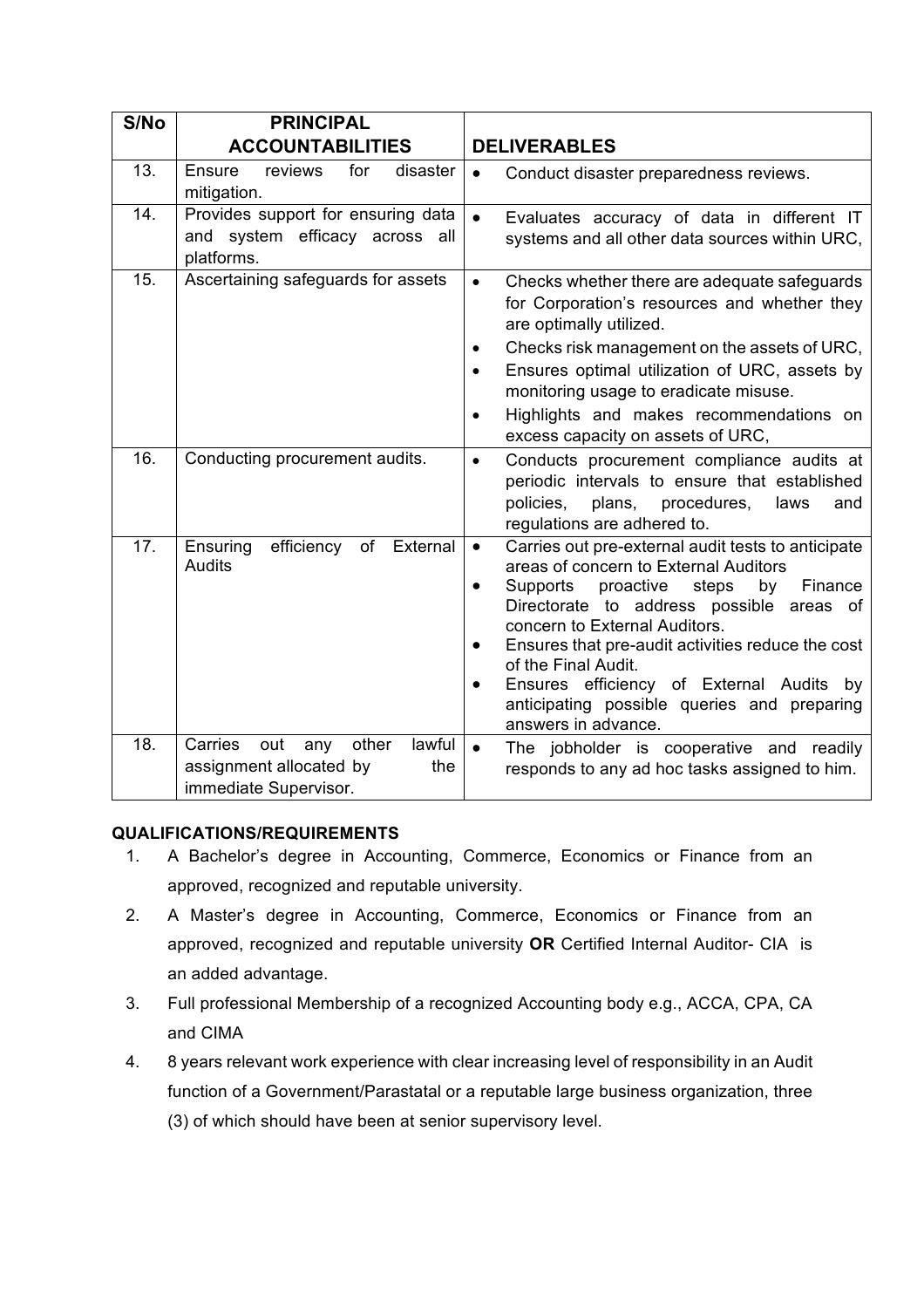| S/No | PRINCIPAL ACCOUNTABILITIES | DELIVERABLES |
|---|---|---|
| 13. | Ensure reviews for disaster mitigation. | • Conduct disaster preparedness reviews. |
| 14. | Provides support for ensuring data and system efficacy across all platforms. | • Evaluates accuracy of data in different IT systems and all other data sources within URC, |
| 15. | Ascertaining safeguards for assets | • Checks whether there are adequate safeguards for Corporation's resources and whether they are optimally utilized.<br>• Checks risk management on the assets of URC,<br>• Ensures optimal utilization of URC, assets by monitoring usage to eradicate misuse.<br>• Highlights and makes recommendations on excess capacity on assets of URC, |
| 16. | Conducting procurement audits. | • Conducts procurement compliance audits at periodic intervals to ensure that established policies, plans, procedures, laws and regulations are adhered to. |
| 17. | Ensuring efficiency of External Audits | • Carries out pre-external audit tests to anticipate areas of concern to External Auditors<br>• Supports proactive steps by Finance Directorate to address possible areas of concern to External Auditors.<br>• Ensures that pre-audit activities reduce the cost of the Final Audit.<br>• Ensures efficiency of External Audits by anticipating possible queries and preparing answers in advance. |
| 18. | Carries out any other lawful assignment allocated by the immediate Supervisor. | • The jobholder is cooperative and readily responds to any ad hoc tasks assigned to him. |

**QUALIFICATIONS/REQUIREMENTS**

1. A Bachelor's degree in Accounting, Commerce, Economics or Finance from an approved, recognized and reputable university.
2. A Master's degree in Accounting, Commerce, Economics or Finance from an approved, recognized and reputable university **OR** Certified Internal Auditor- CIA is an added advantage.
3. Full professional Membership of a recognized Accounting body e.g., ACCA, CPA, CA and CIMA
4. 8 years relevant work experience with clear increasing level of responsibility in an Audit function of a Government/Parastatal or a reputable large business organization, three (3) of which should have been at senior supervisory level.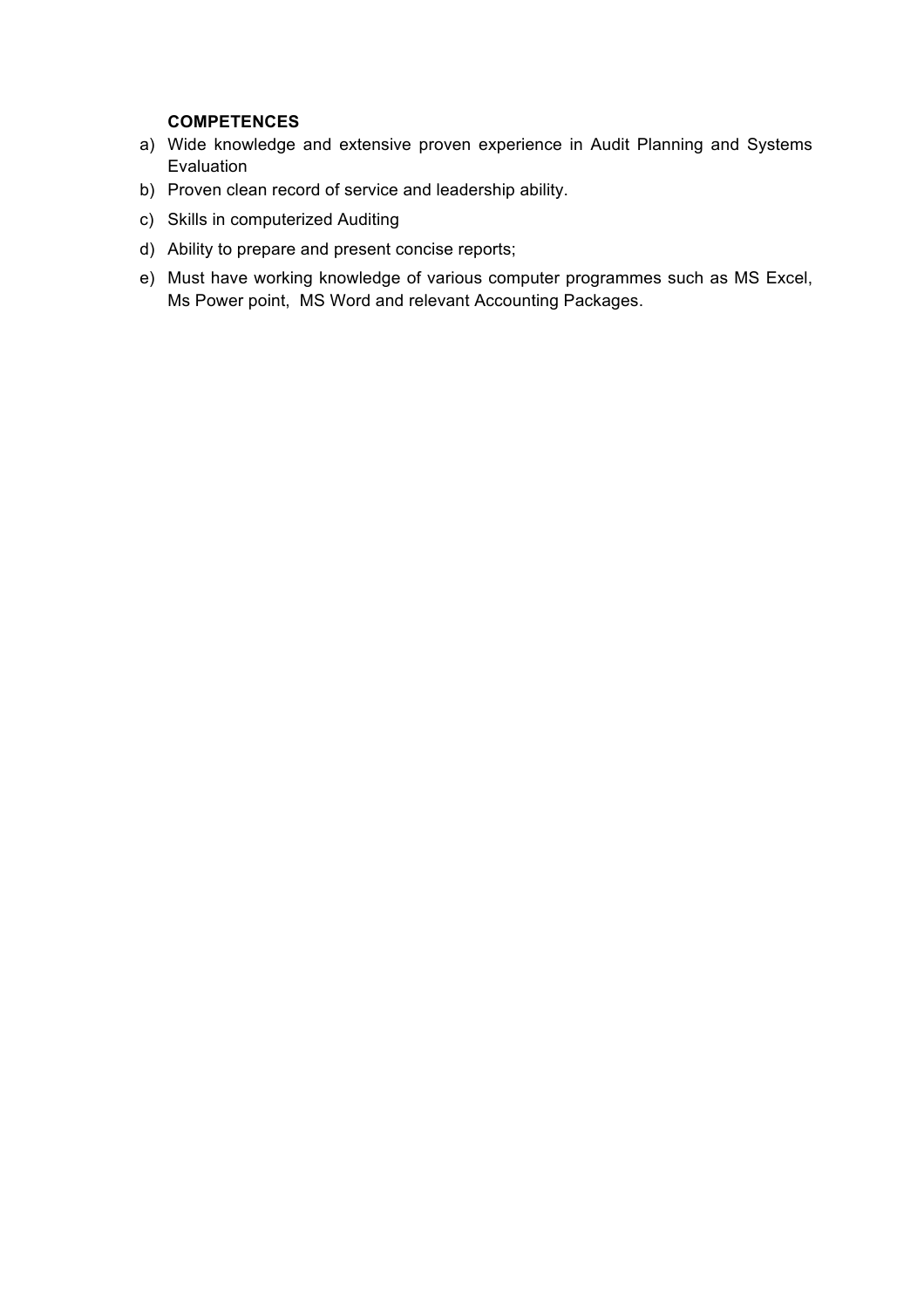**COMPETENCES**

a) Wide knowledge and extensive proven experience in Audit Planning and Systems Evaluation

b) Proven clean record of service and leadership ability.

c) Skills in computerized Auditing

d) Ability to prepare and present concise reports;

e) Must have working knowledge of various computer programmes such as MS Excel, Ms Power point, MS Word and relevant Accounting Packages.